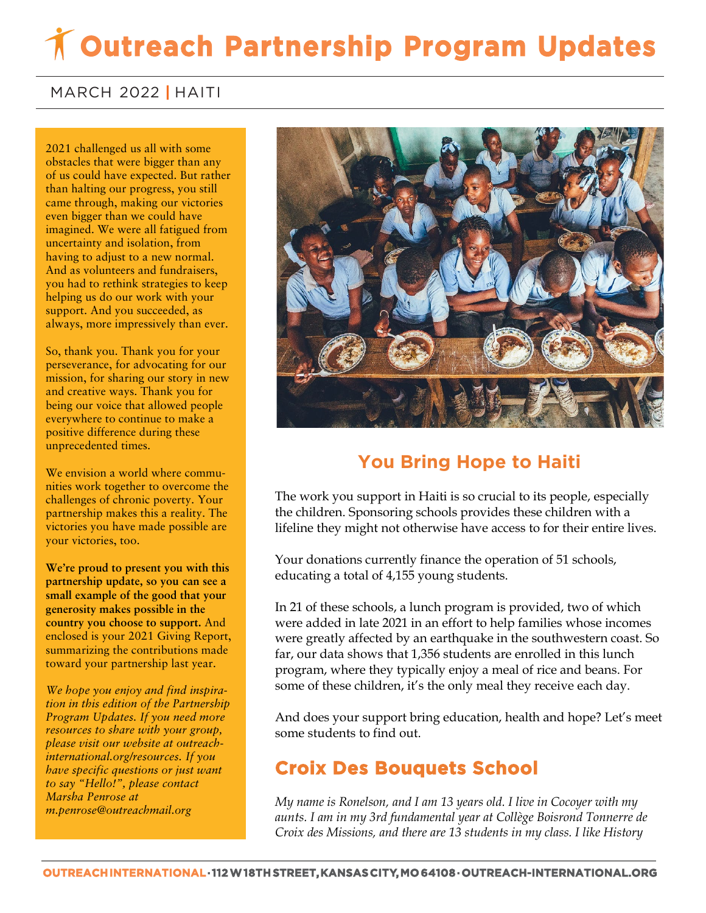# Outreach Partnership Program Updates

MARCH 2022 | HAITI

2021 challenged us all with some obstacles that were bigger than any of us could have expected. But rather than halting our progress, you still came through, making our victories even bigger than we could have imagined. We were all fatigued from uncertainty and isolation, from having to adjust to a new normal. And as volunteers and fundraisers, you had to rethink strategies to keep helping us do our work with your support. And you succeeded, as always, more impressively than ever.

So, thank you. Thank you for your perseverance, for advocating for our mission, for sharing our story in new and creative ways. Thank you for being our voice that allowed people everywhere to continue to make a positive difference during these unprecedented times.

We envision a world where communities work together to overcome the challenges of chronic poverty. Your partnership makes this a reality. The victories you have made possible are your victories, too.

**We're proud to present you with this partnership update, so you can see a small example of the good that your generosity makes possible in the country you choose to support.** And enclosed is your 2021 Giving Report, summarizing the contributions made toward your partnership last year.

*We hope you enjoy and find inspiration in this edition of the Partnership Program Updates. If you need more resources to share with your group, please visit our website at outreach-international.org/resources. If you have specific questions or just want to say "Hello!", please contact Marsha Penrose at m.penrose@outreachmail.org*

## You Bring Hope to Haiti

The work you support in Haiti is so crucial to its people, especially the children. Sponsoring schools provides these children with a lifeline they might not otherwise have access to for their entire lives.

Your donations currently finance the operation of 51 schools, educating a total of 4,155 young students.

In 21 of these schools, a lunch program is provided, two of which were added in late 2021 in an effort to help families whose incomes were greatly affected by an earthquake in the southwestern coast. So far, our data shows that 1,356 students are enrolled in this lunch program, where they typically enjoy a meal of rice and beans. For some of these children, it's the only meal they receive each day.

And does your support bring education, health and hope? Let's meet some students to find out.

## Croix Des Bouquets School

*My name is Ronelson, and I am 13 years old. I live in Cocoyer with my aunts. I am in my 3rd fundamental year at Collège Boisrond Tonnerre de Croix des Missions, and there are 13 students in my class. I like History*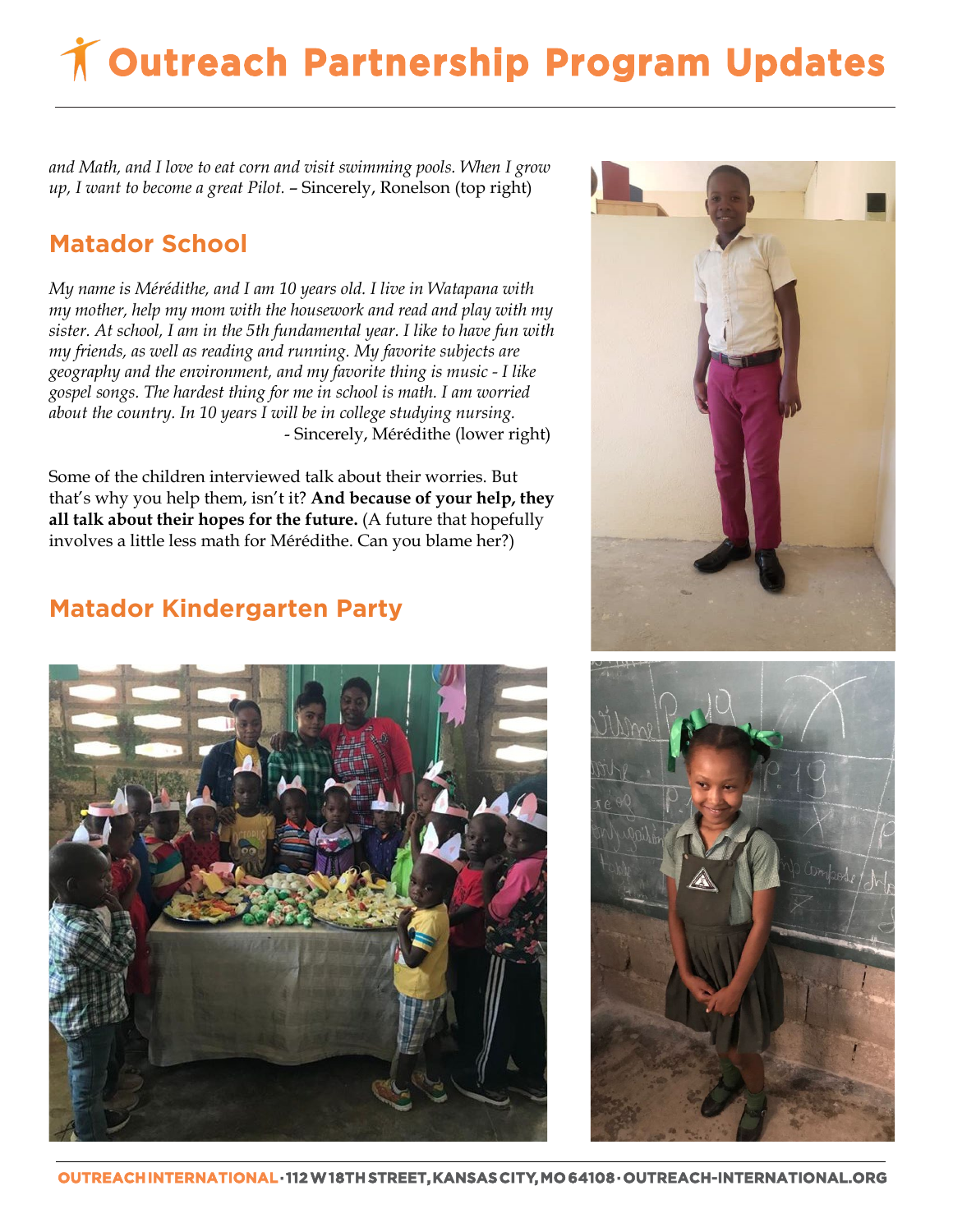# Outreach Partnership Program Updates

*and Math, and I love to eat corn and visit swimming pools. When I grow up, I want to become a great Pilot.* – Sincerely, Ronelson (top right)

## Matador School

*My name is Mérédithe, and I am 10 years old. I live in Watapana with my mother, help my mom with the housework and read and play with my sister. At school, I am in the 5th fundamental year. I like to have fun with my friends, as well as reading and running. My favorite subjects are geography and the environment, and my favorite thing is music - I like gospel songs. The hardest thing for me in school is math. I am worried about the country. In 10 years I will be in college studying nursing.*
- Sincerely, Mérédithe (lower right)

Some of the children interviewed talk about their worries. But that's why you help them, isn't it? **And because of your help, they all talk about their hopes for the future.** (A future that hopefully involves a little less math for Mérédithe. Can you blame her?)

## Matador Kindergarten Party

OUTREACH INTERNATIONAL · 112 W 18TH STREET, KANSAS CITY, MO 64108 · OUTREACH-INTERNATIONAL.ORG